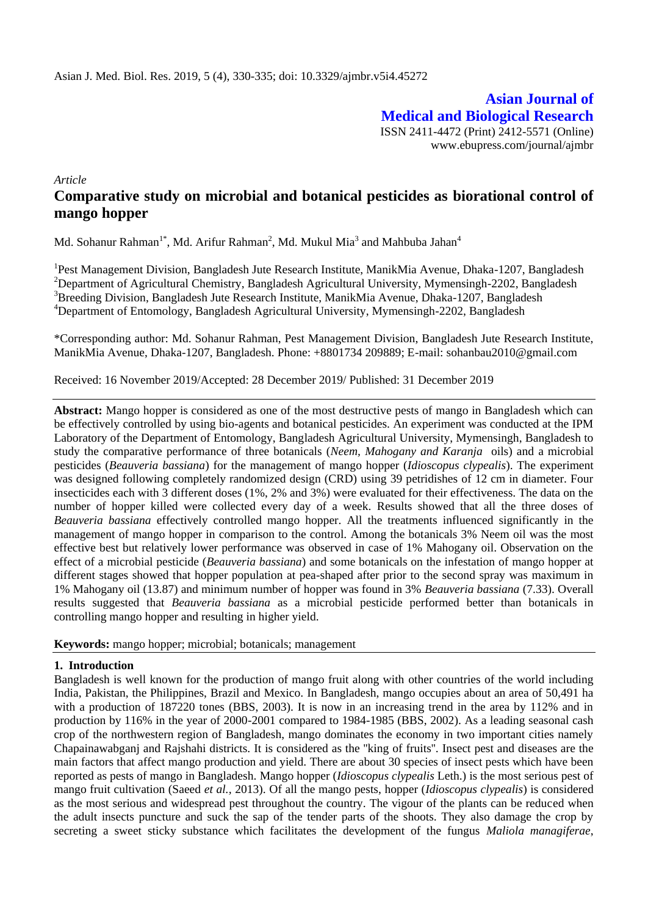*Article*

# Comparative study on microbial and botanical pesticides as biorational control of mango hopper

Md. Sohanur Rahman[1*], Md. Arifur Rahman[2], Md. Mukul Mia[3] and Mahbuba Jahan[4]

[1]Pest Management Division, Bangladesh Jute Research Institute, ManikMia Avenue, Dhaka-1207, Bangladesh
[2]Department of Agricultural Chemistry, Bangladesh Agricultural University, Mymensingh-2202, Bangladesh
[3]Breeding Division, Bangladesh Jute Research Institute, ManikMia Avenue, Dhaka-1207, Bangladesh
[4]Department of Entomology, Bangladesh Agricultural University, Mymensingh-2202, Bangladesh

*Corresponding author: Md. Sohanur Rahman, Pest Management Division, Bangladesh Jute Research Institute, ManikMia Avenue, Dhaka-1207, Bangladesh. Phone: +8801734 209889; E-mail: sohanbau2010@gmail.com

Received: 16 November 2019/Accepted: 28 December 2019/ Published: 31 December 2019

**Abstract:** Mango hopper is considered as one of the most destructive pests of mango in Bangladesh which can be effectively controlled by using bio-agents and botanical pesticides. An experiment was conducted at the IPM Laboratory of the Department of Entomology, Bangladesh Agricultural University, Mymensingh, Bangladesh to study the comparative performance of three botanicals (*Neem, Mahogany and Karanja* oils) and a microbial pesticides (*Beauveria bassiana*) for the management of mango hopper (*Idioscopus clypealis*). The experiment was designed following completely randomized design (CRD) using 39 petridishes of 12 cm in diameter. Four insecticides each with 3 different doses (1%, 2% and 3%) were evaluated for their effectiveness. The data on the number of hopper killed were collected every day of a week. Results showed that all the three doses of *Beauveria bassiana* effectively controlled mango hopper. All the treatments influenced significantly in the management of mango hopper in comparison to the control. Among the botanicals 3% Neem oil was the most effective best but relatively lower performance was observed in case of 1% Mahogany oil. Observation on the effect of a microbial pesticide (*Beauveria bassiana*) and some botanicals on the infestation of mango hopper at different stages showed that hopper population at pea-shaped after prior to the second spray was maximum in 1% Mahogany oil (13.87) and minimum number of hopper was found in 3% *Beauveria bassiana* (7.33). Overall results suggested that *Beauveria bassiana* as a microbial pesticide performed better than botanicals in controlling mango hopper and resulting in higher yield.

**Keywords:** mango hopper; microbial; botanicals; management

## 1. Introduction

Bangladesh is well known for the production of mango fruit along with other countries of the world including India, Pakistan, the Philippines, Brazil and Mexico. In Bangladesh, mango occupies about an area of 50,491 ha with a production of 187220 tones (BBS, 2003). It is now in an increasing trend in the area by 112% and in production by 116% in the year of 2000-2001 compared to 1984-1985 (BBS, 2002). As a leading seasonal cash crop of the northwestern region of Bangladesh, mango dominates the economy in two important cities namely Chapainawabganj and Rajshahi districts. It is considered as the "king of fruits". Insect pest and diseases are the main factors that affect mango production and yield. There are about 30 species of insect pests which have been reported as pests of mango in Bangladesh. Mango hopper (*Idioscopus clypealis* Leth.) is the most serious pest of mango fruit cultivation (Saeed *et al.*, 2013). Of all the mango pests, hopper (*Idioscopus clypealis*) is considered as the most serious and widespread pest throughout the country. The vigour of the plants can be reduced when the adult insects puncture and suck the sap of the tender parts of the shoots. They also damage the crop by secreting a sweet sticky substance which facilitates the development of the fungus *Maliola managiferae*,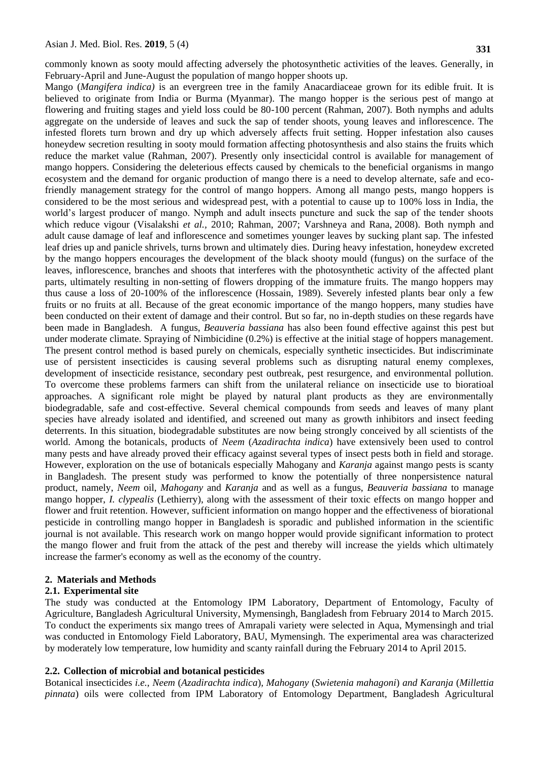commonly known as sooty mould affecting adversely the photosynthetic activities of the leaves. Generally, in February-April and June-August the population of mango hopper shoots up.

Mango (*Mangifera indica)* is an evergreen tree in the family Anacardiaceae grown for its edible fruit. It is believed to originate from India or Burma (Myanmar). The mango hopper is the serious pest of mango at flowering and fruiting stages and yield loss could be 80-100 percent (Rahman, 2007). Both nymphs and adults aggregate on the underside of leaves and suck the sap of tender shoots, young leaves and inflorescence. The infested florets turn brown and dry up which adversely affects fruit setting. Hopper infestation also causes honeydew secretion resulting in sooty mould formation affecting photosynthesis and also stains the fruits which reduce the market value (Rahman, 2007). Presently only insecticidal control is available for management of mango hoppers. Considering the deleterious effects caused by chemicals to the beneficial organisms in mango ecosystem and the demand for organic production of mango there is a need to develop alternate, safe and eco-friendly management strategy for the control of mango hoppers. Among all mango pests, mango hoppers is considered to be the most serious and widespread pest, with a potential to cause up to 100% loss in India, the world's largest producer of mango. Nymph and adult insects puncture and suck the sap of the tender shoots which reduce vigour (Visalakshi *et al.,* 2010; Rahman, 2007; Varshneya and Rana, 2008). Both nymph and adult cause damage of leaf and inflorescence and sometimes younger leaves by sucking plant sap. The infested leaf dries up and panicle shrivels, turns brown and ultimately dies. During heavy infestation, honeydew excreted by the mango hoppers encourages the development of the black shooty mould (fungus) on the surface of the leaves, inflorescence, branches and shoots that interferes with the photosynthetic activity of the affected plant parts, ultimately resulting in non-setting of flowers dropping of the immature fruits. The mango hoppers may thus cause a loss of 20-100% of the inflorescence (Hossain, 1989). Severely infested plants bear only a few fruits or no fruits at all. Because of the great economic importance of the mango hoppers, many studies have been conducted on their extent of damage and their control. But so far, no in-depth studies on these regards have been made in Bangladesh. A fungus, *Beauveria bassiana* has also been found effective against this pest but under moderate climate. Spraying of Nimbicidine (0.2%) is effective at the initial stage of hoppers management. The present control method is based purely on chemicals, especially synthetic insecticides. But indiscriminate use of persistent insecticides is causing several problems such as disrupting natural enemy complexes, development of insecticide resistance, secondary pest outbreak, pest resurgence, and environmental pollution. To overcome these problems farmers can shift from the unilateral reliance on insecticide use to biorational approaches. A significant role might be played by natural plant products as they are environmentally biodegradable, safe and cost-effective. Several chemical compounds from seeds and leaves of many plant species have already isolated and identified, and screened out many as growth inhibitors and insect feeding deterrents. In this situation, biodegradable substitutes are now being strongly conceived by all scientists of the world. Among the botanicals, products of *Neem* (*Azadirachta indica*) have extensively been used to control many pests and have already proved their efficacy against several types of insect pests both in field and storage. However, exploration on the use of botanicals especially Mahogany and *Karanja* against mango pests is scanty in Bangladesh. The present study was performed to know the potentially of three nonpersistence natural product, namely, *Neem* oil, *Mahogany* and *Karanja* and as well as a fungus, *Beauveria bassiana* to manage mango hopper, *I. clypealis* (Lethierry), along with the assessment of their toxic effects on mango hopper and flower and fruit retention. However, sufficient information on mango hopper and the effectiveness of biorational pesticide in controlling mango hopper in Bangladesh is sporadic and published information in the scientific journal is not available. This research work on mango hopper would provide significant information to protect the mango flower and fruit from the attack of the pest and thereby will increase the yields which ultimately increase the farmer's economy as well as the economy of the country.

## 2. Materials and Methods

### 2.1. Experimental site

The study was conducted at the Entomology IPM Laboratory, Department of Entomology, Faculty of Agriculture, Bangladesh Agricultural University, Mymensingh, Bangladesh from February 2014 to March 2015. To conduct the experiments six mango trees of Amrapali variety were selected in Aqua, Mymensingh and trial was conducted in Entomology Field Laboratory, BAU, Mymensingh. The experimental area was characterized by moderately low temperature, low humidity and scanty rainfall during the February 2014 to April 2015.

### 2.2. Collection of microbial and botanical pesticides

Botanical insecticides *i.e., Neem* (*Azadirachta indica*), *Mahogany* (*Swietenia mahagoni*) *and Karanja* (*Millettia pinnata*) oils were collected from IPM Laboratory of Entomology Department, Bangladesh Agricultural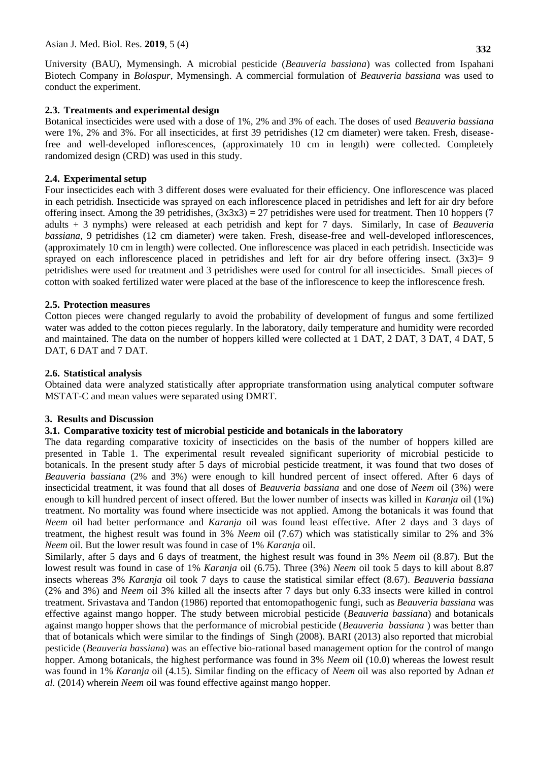University (BAU), Mymensingh. A microbial pesticide (*Beauveria bassiana*) was collected from Ispahani Biotech Company in *Bolaspur*, Mymensingh. A commercial formulation of *Beauveria bassiana* was used to conduct the experiment.

### 2.3. Treatments and experimental design

Botanical insecticides were used with a dose of 1%, 2% and 3% of each. The doses of used *Beauveria bassiana* were 1%, 2% and 3%. For all insecticides, at first 39 petridishes (12 cm diameter) were taken. Fresh, disease-free and well-developed inflorescences, (approximately 10 cm in length) were collected. Completely randomized design (CRD) was used in this study.

### 2.4. Experimental setup

Four insecticides each with 3 different doses were evaluated for their efficiency. One inflorescence was placed in each petridish. Insecticide was sprayed on each inflorescence placed in petridishes and left for air dry before offering insect. Among the 39 petridishes, (3x3x3) = 27 petridishes were used for treatment. Then 10 hoppers (7 adults + 3 nymphs) were released at each petridish and kept for 7 days. Similarly, In case of *Beauveria bassiana*, 9 petridishes (12 cm diameter) were taken. Fresh, disease-free and well-developed inflorescences, (approximately 10 cm in length) were collected. One inflorescence was placed in each petridish. Insecticide was sprayed on each inflorescence placed in petridishes and left for air dry before offering insect. (3x3)= 9 petridishes were used for treatment and 3 petridishes were used for control for all insecticides. Small pieces of cotton with soaked fertilized water were placed at the base of the inflorescence to keep the inflorescence fresh.

### 2.5. Protection measures

Cotton pieces were changed regularly to avoid the probability of development of fungus and some fertilized water was added to the cotton pieces regularly. In the laboratory, daily temperature and humidity were recorded and maintained. The data on the number of hoppers killed were collected at 1 DAT, 2 DAT, 3 DAT, 4 DAT, 5 DAT, 6 DAT and 7 DAT.

### 2.6. Statistical analysis

Obtained data were analyzed statistically after appropriate transformation using analytical computer software MSTAT-C and mean values were separated using DMRT.

## 3. Results and Discussion

### 3.1. Comparative toxicity test of microbial pesticide and botanicals in the laboratory

The data regarding comparative toxicity of insecticides on the basis of the number of hoppers killed are presented in Table 1. The experimental result revealed significant superiority of microbial pesticide to botanicals. In the present study after 5 days of microbial pesticide treatment, it was found that two doses of *Beauveria bassiana* (2% and 3%) were enough to kill hundred percent of insect offered. After 6 days of insecticidal treatment, it was found that all doses of *Beauveria bassiana* and one dose of *Neem* oil (3%) were enough to kill hundred percent of insect offered. But the lower number of insects was killed in *Karanja* oil (1%) treatment. No mortality was found where insecticide was not applied. Among the botanicals it was found that *Neem* oil had better performance and *Karanja* oil was found least effective. After 2 days and 3 days of treatment, the highest result was found in 3% *Neem* oil (7.67) which was statistically similar to 2% and 3% *Neem* oil. But the lower result was found in case of 1% *Karanja* oil.

Similarly, after 5 days and 6 days of treatment, the highest result was found in 3% *Neem* oil (8.87). But the lowest result was found in case of 1% *Karanja* oil (6.75). Three (3%) *Neem* oil took 5 days to kill about 8.87 insects whereas 3% *Karanja* oil took 7 days to cause the statistical similar effect (8.67). *Beauveria bassiana* (2% and 3%) and *Neem* oil 3% killed all the insects after 7 days but only 6.33 insects were killed in control treatment. Srivastava and Tandon (1986) reported that entomopathogenic fungi, such as *Beauveria bassiana* was effective against mango hopper. The study between microbial pesticide (*Beauveria bassiana*) and botanicals against mango hopper shows that the performance of microbial pesticide (*Beauveria bassiana* ) was better than that of botanicals which were similar to the findings of Singh (2008). BARI (2013) also reported that microbial pesticide (*Beauveria bassiana*) was an effective bio-rational based management option for the control of mango hopper. Among botanicals, the highest performance was found in 3% *Neem* oil (10.0) whereas the lowest result was found in 1% *Karanja* oil (4.15). Similar finding on the efficacy of *Neem* oil was also reported by Adnan *et al.* (2014) wherein *Neem* oil was found effective against mango hopper.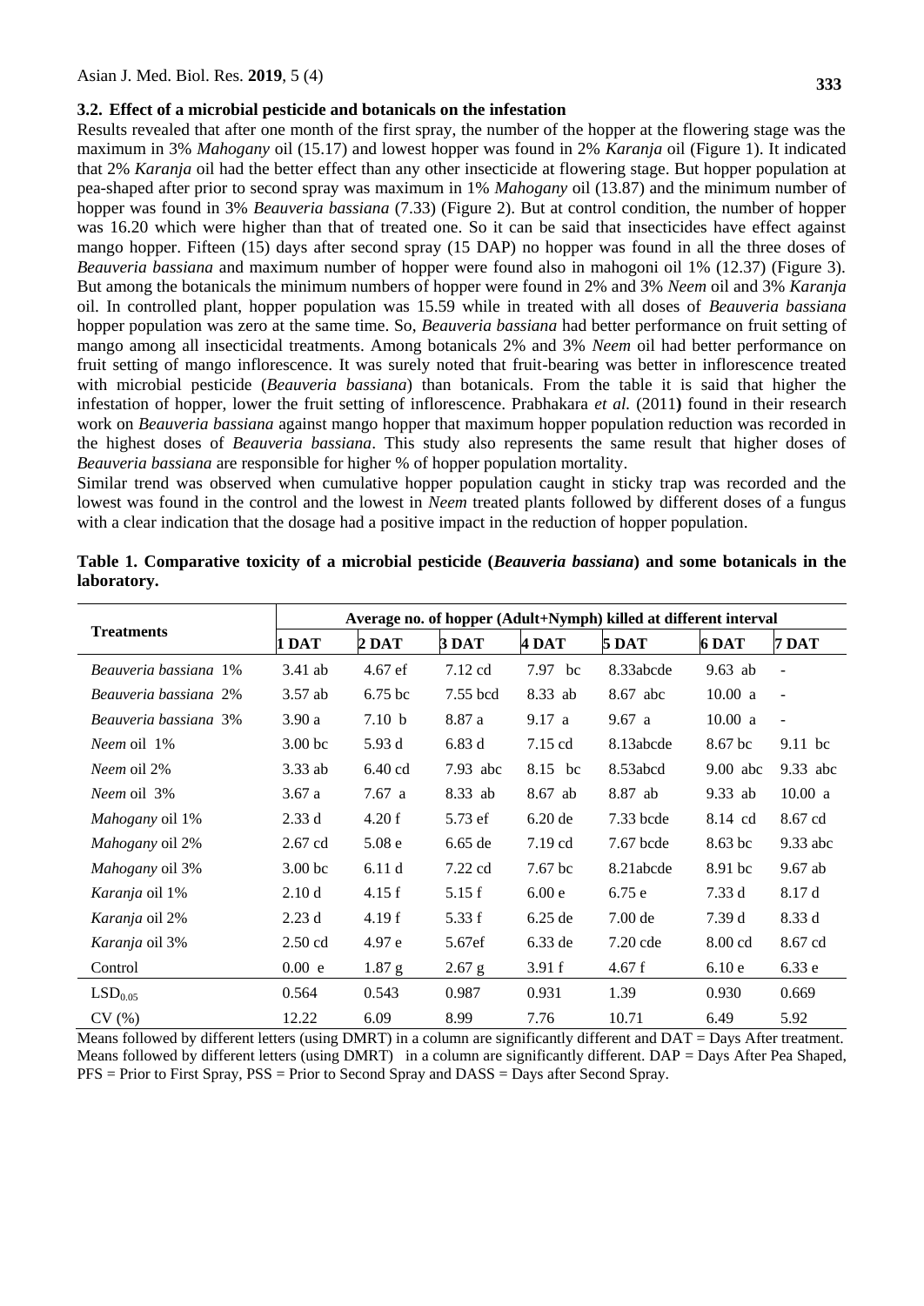### 3.2. Effect of a microbial pesticide and botanicals on the infestation

Results revealed that after one month of the first spray, the number of the hopper at the flowering stage was the maximum in 3% *Mahogany* oil (15.17) and lowest hopper was found in 2% *Karanja* oil (Figure 1). It indicated that 2% *Karanja* oil had the better effect than any other insecticide at flowering stage. But hopper population at pea-shaped after prior to second spray was maximum in 1% *Mahogany* oil (13.87) and the minimum number of hopper was found in 3% *Beauveria bassiana* (7.33) (Figure 2). But at control condition, the number of hopper was 16.20 which were higher than that of treated one. So it can be said that insecticides have effect against mango hopper. Fifteen (15) days after second spray (15 DAP) no hopper was found in all the three doses of *Beauveria bassiana* and maximum number of hopper were found also in mahogoni oil 1% (12.37) (Figure 3). But among the botanicals the minimum numbers of hopper were found in 2% and 3% *Neem* oil and 3% *Karanja* oil. In controlled plant, hopper population was 15.59 while in treated with all doses of *Beauveria bassiana* hopper population was zero at the same time. So, *Beauveria bassiana* had better performance on fruit setting of mango among all insecticidal treatments. Among botanicals 2% and 3% *Neem* oil had better performance on fruit setting of mango inflorescence. It was surely noted that fruit-bearing was better in inflorescence treated with microbial pesticide (*Beauveria bassiana*) than botanicals. From the table it is said that higher the infestation of hopper, lower the fruit setting of inflorescence. Prabhakara *et al.* (2011**)** found in their research work on *Beauveria bassiana* against mango hopper that maximum hopper population reduction was recorded in the highest doses of *Beauveria bassiana*. This study also represents the same result that higher doses of *Beauveria bassiana* are responsible for higher % of hopper population mortality.

Similar trend was observed when cumulative hopper population caught in sticky trap was recorded and the lowest was found in the control and the lowest in *Neem* treated plants followed by different doses of a fungus with a clear indication that the dosage had a positive impact in the reduction of hopper population.

**Table 1. Comparative toxicity of a microbial pesticide (*Beauveria bassiana*) and some botanicals in the laboratory.**

| Treatments | Average no. of hopper (Adult+Nymph) killed at different interval | | | | | | |
|---|---|---|---|---|---|---|---|
| | 1 DAT | 2 DAT | 3 DAT | 4 DAT | 5 DAT | 6 DAT | 7 DAT |
| *Beauveria bassiana* 1% | 3.41 ab | 4.67 ef | 7.12 cd | 7.97 bc | 8.33abcde | 9.63 ab | - |
| *Beauveria bassiana* 2% | 3.57 ab | 6.75 bc | 7.55 bcd | 8.33 ab | 8.67 abc | 10.00 a | - |
| *Beauveria bassiana* 3% | 3.90 a | 7.10 b | 8.87 a | 9.17 a | 9.67 a | 10.00 a | - |
| *Neem* oil 1% | 3.00 bc | 5.93 d | 6.83 d | 7.15 cd | 8.13abcde | 8.67 bc | 9.11 bc |
| *Neem* oil 2% | 3.33 ab | 6.40 cd | 7.93 abc | 8.15 bc | 8.53abcd | 9.00 abc | 9.33 abc |
| *Neem* oil 3% | 3.67 a | 7.67 a | 8.33 ab | 8.67 ab | 8.87 ab | 9.33 ab | 10.00 a |
| *Mahogany* oil 1% | 2.33 d | 4.20 f | 5.73 ef | 6.20 de | 7.33 bcde | 8.14 cd | 8.67 cd |
| *Mahogany* oil 2% | 2.67 cd | 5.08 e | 6.65 de | 7.19 cd | 7.67 bcde | 8.63 bc | 9.33 abc |
| *Mahogany* oil 3% | 3.00 bc | 6.11 d | 7.22 cd | 7.67 bc | 8.21abcde | 8.91 bc | 9.67 ab |
| *Karanja* oil 1% | 2.10 d | 4.15 f | 5.15 f | 6.00 e | 6.75 e | 7.33 d | 8.17 d |
| *Karanja* oil 2% | 2.23 d | 4.19 f | 5.33 f | 6.25 de | 7.00 de | 7.39 d | 8.33 d |
| *Karanja* oil 3% | 2.50 cd | 4.97 e | 5.67ef | 6.33 de | 7.20 cde | 8.00 cd | 8.67 cd |
| Control | 0.00 e | 1.87 g | 2.67 g | 3.91 f | 4.67 f | 6.10 e | 6.33 e |
| $LSD_{0.05}$ | 0.564 | 0.543 | 0.987 | 0.931 | 1.39 | 0.930 | 0.669 |
| CV (%) | 12.22 | 6.09 | 8.99 | 7.76 | 10.71 | 6.49 | 5.92 |

Means followed by different letters (using DMRT) in a column are significantly different and DAT = Days After treatment. Means followed by different letters (using DMRT) in a column are significantly different. DAP = Days After Pea Shaped, PFS = Prior to First Spray, PSS = Prior to Second Spray and DASS = Days after Second Spray.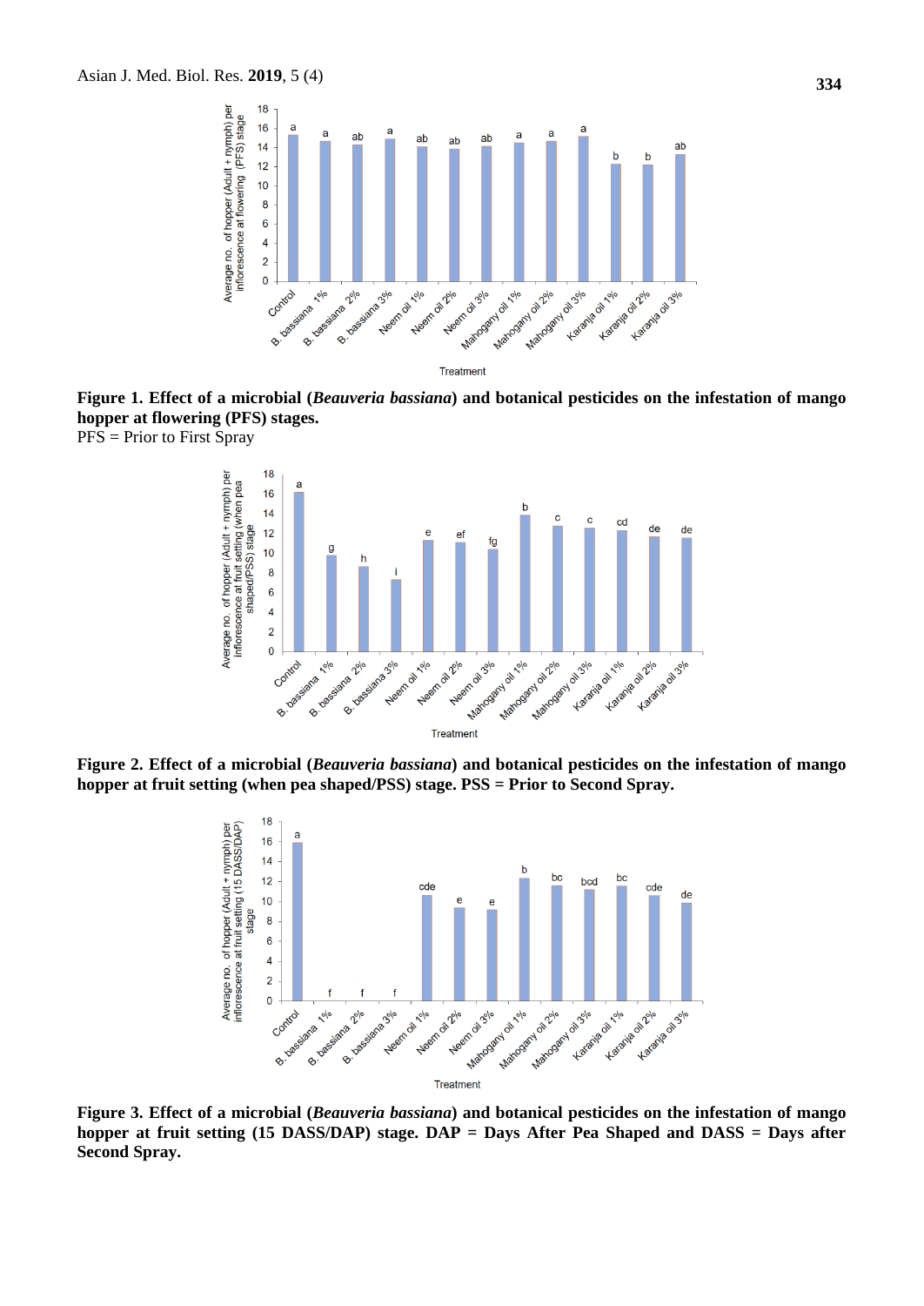**Figure 1. Effect of a microbial (*Beauveria bassiana*) and botanical pesticides on the infestation of mango hopper at flowering (PFS) stages.**
PFS = Prior to First Spray

**Figure 2. Effect of a microbial (*Beauveria bassiana*) and botanical pesticides on the infestation of mango hopper at fruit setting (when pea shaped/PSS) stage. PSS = Prior to Second Spray.**

**Figure 3. Effect of a microbial (*Beauveria bassiana*) and botanical pesticides on the infestation of mango hopper at fruit setting (15 DASS/DAP) stage. DAP = Days After Pea Shaped and DASS = Days after Second Spray.**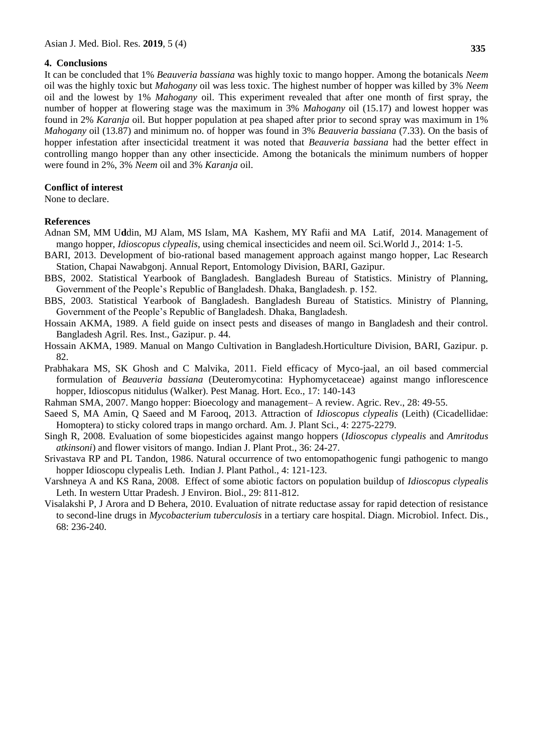## 4. Conclusions

It can be concluded that 1% *Beauveria bassiana* was highly toxic to mango hopper. Among the botanicals *Neem* oil was the highly toxic but *Mahogany* oil was less toxic. The highest number of hopper was killed by 3% *Neem* oil and the lowest by 1% *Mahogany* oil. This experiment revealed that after one month of first spray, the number of hopper at flowering stage was the maximum in 3% *Mahogany* oil (15.17) and lowest hopper was found in 2% *Karanja* oil. But hopper population at pea shaped after prior to second spray was maximum in 1% *Mahogany* oil (13.87) and minimum no. of hopper was found in 3% *Beauveria bassiana* (7.33). On the basis of hopper infestation after insecticidal treatment it was noted that *Beauveria bassiana* had the better effect in controlling mango hopper than any other insecticide. Among the botanicals the minimum numbers of hopper were found in 2%, 3% *Neem* oil and 3% *Karanja* oil.

**Conflict of interest**

None to declare.

**References**

Adnan SM, MM U**d**din, MJ Alam, MS Islam, MA Kashem, MY Rafii and MA Latif, 2014. Management of mango hopper, *Idioscopus clypealis*, using chemical insecticides and neem oil. Sci.World J., 2014: 1-5.

BARI, 2013. Development of bio-rational based management approach against mango hopper, Lac Research Station, Chapai Nawabgonj. Annual Report, Entomology Division, BARI, Gazipur.

BBS, 2002. Statistical Yearbook of Bangladesh. Bangladesh Bureau of Statistics. Ministry of Planning, Government of the People's Republic of Bangladesh. Dhaka, Bangladesh. p. 152.

BBS, 2003. Statistical Yearbook of Bangladesh. Bangladesh Bureau of Statistics. Ministry of Planning, Government of the People's Republic of Bangladesh. Dhaka, Bangladesh.

Hossain AKMA, 1989. A field guide on insect pests and diseases of mango in Bangladesh and their control. Bangladesh Agril. Res. Inst., Gazipur. p. 44.

Hossain AKMA, 1989. Manual on Mango Cultivation in Bangladesh.Horticulture Division, BARI, Gazipur. p. 82.

Prabhakara MS, SK Ghosh and C Malvika, 2011. Field efficacy of Myco-jaal, an oil based commercial formulation of *Beauveria bassiana* (Deuteromycotina: Hyphomycetaceae) against mango inflorescence hopper, Idioscopus nitidulus (Walker). Pest Manag. Hort. Eco., 17: 140-143

Rahman SMA, 2007. Mango hopper: Bioecology and management– A review. Agric. Rev., 28: 49-55.

Saeed S, MA Amin, Q Saeed and M Farooq, 2013. Attraction of *Idioscopus clypealis* (Leith) (Cicadellidae: Homoptera) to sticky colored traps in mango orchard. Am. J. Plant Sci., 4: 2275-2279.

Singh R, 2008. Evaluation of some biopesticides against mango hoppers (*Idioscopus clypealis* and *Amritodus atkinsoni*) and flower visitors of mango. Indian J. Plant Prot., 36: 24-27.

Srivastava RP and PL Tandon, 1986. Natural occurrence of two entomopathogenic fungi pathogenic to mango hopper Idioscopu clypealis Leth. Indian J. Plant Pathol., 4: 121-123.

Varshneya A and KS Rana, 2008. Effect of some abiotic factors on population buildup of *Idioscopus clypealis* Leth. In western Uttar Pradesh. J Environ. Biol., 29: 811-812.

Visalakshi P, J Arora and D Behera, 2010. Evaluation of nitrate reductase assay for rapid detection of resistance to second-line drugs in *Mycobacterium tuberculosis* in a tertiary care hospital. Diagn. Microbiol. Infect. Dis., 68: 236-240.